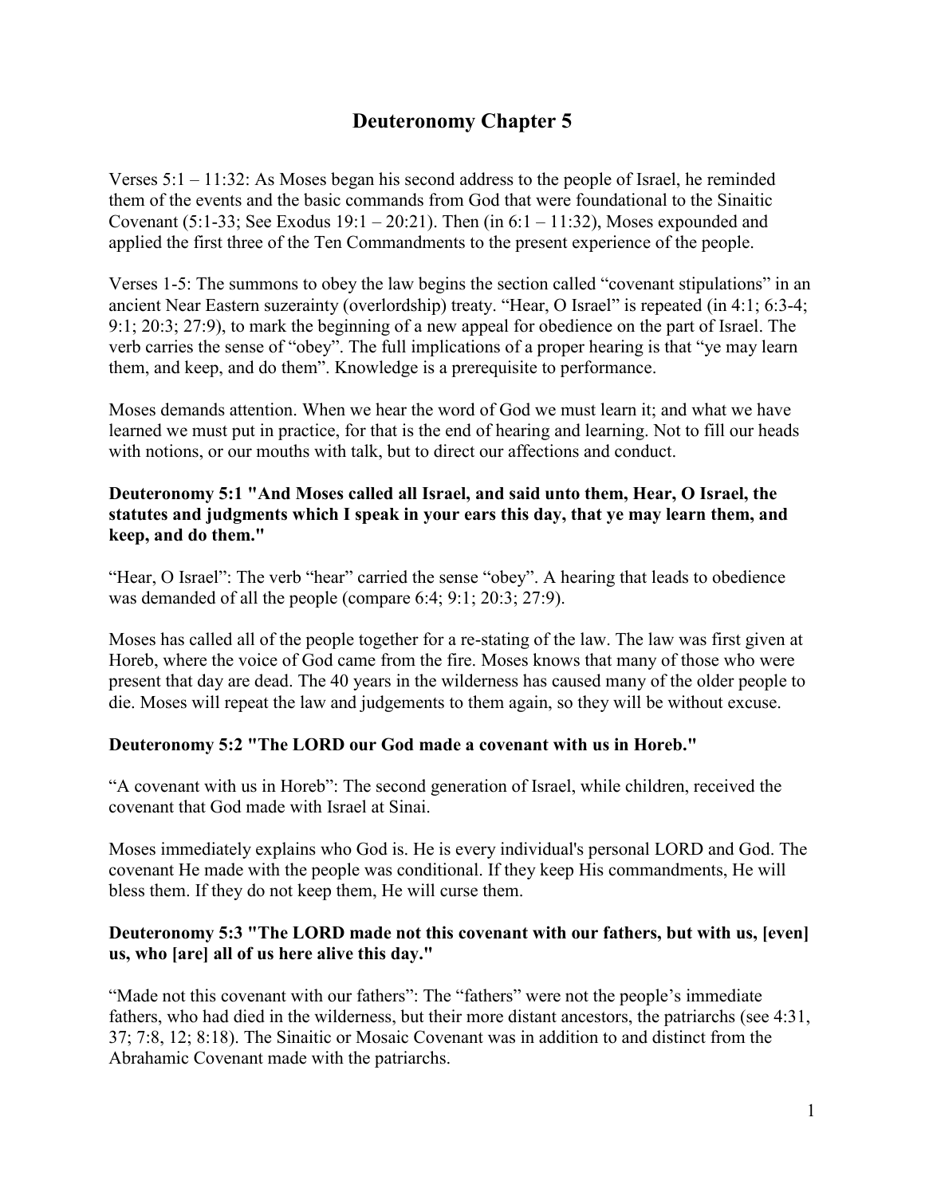# Deuteronomy Chapter 5

Verses 5:1 – 11:32: As Moses began his second address to the people of Israel, he reminded them of the events and the basic commands from God that were foundational to the Sinaitic Covenant (5:1-33; See Exodus 19:1 – 20:21). Then (in 6:1 – 11:32), Moses expounded and applied the first three of the Ten Commandments to the present experience of the people.

Verses 1-5: The summons to obey the law begins the section called "covenant stipulations" in an ancient Near Eastern suzerainty (overlordship) treaty. "Hear, O Israel" is repeated (in 4:1; 6:3-4; 9:1; 20:3; 27:9), to mark the beginning of a new appeal for obedience on the part of Israel. The verb carries the sense of "obey". The full implications of a proper hearing is that "ye may learn them, and keep, and do them". Knowledge is a prerequisite to performance.

Moses demands attention. When we hear the word of God we must learn it; and what we have learned we must put in practice, for that is the end of hearing and learning. Not to fill our heads with notions, or our mouths with talk, but to direct our affections and conduct.

**Deuteronomy 5:1 "And Moses called all Israel, and said unto them, Hear, O Israel, the statutes and judgments which I speak in your ears this day, that ye may learn them, and keep, and do them."**

"Hear, O Israel": The verb "hear" carried the sense "obey". A hearing that leads to obedience was demanded of all the people (compare 6:4; 9:1; 20:3; 27:9).

Moses has called all of the people together for a re-stating of the law. The law was first given at Horeb, where the voice of God came from the fire. Moses knows that many of those who were present that day are dead. The 40 years in the wilderness has caused many of the older people to die. Moses will repeat the law and judgements to them again, so they will be without excuse.

**Deuteronomy 5:2 "The LORD our God made a covenant with us in Horeb."**

"A covenant with us in Horeb": The second generation of Israel, while children, received the covenant that God made with Israel at Sinai.

Moses immediately explains who God is. He is every individual's personal LORD and God. The covenant He made with the people was conditional. If they keep His commandments, He will bless them. If they do not keep them, He will curse them.

**Deuteronomy 5:3 "The LORD made not this covenant with our fathers, but with us, [even] us, who [are] all of us here alive this day."**

"Made not this covenant with our fathers": The "fathers" were not the people's immediate fathers, who had died in the wilderness, but their more distant ancestors, the patriarchs (see 4:31, 37; 7:8, 12; 8:18). The Sinaitic or Mosaic Covenant was in addition to and distinct from the Abrahamic Covenant made with the patriarchs.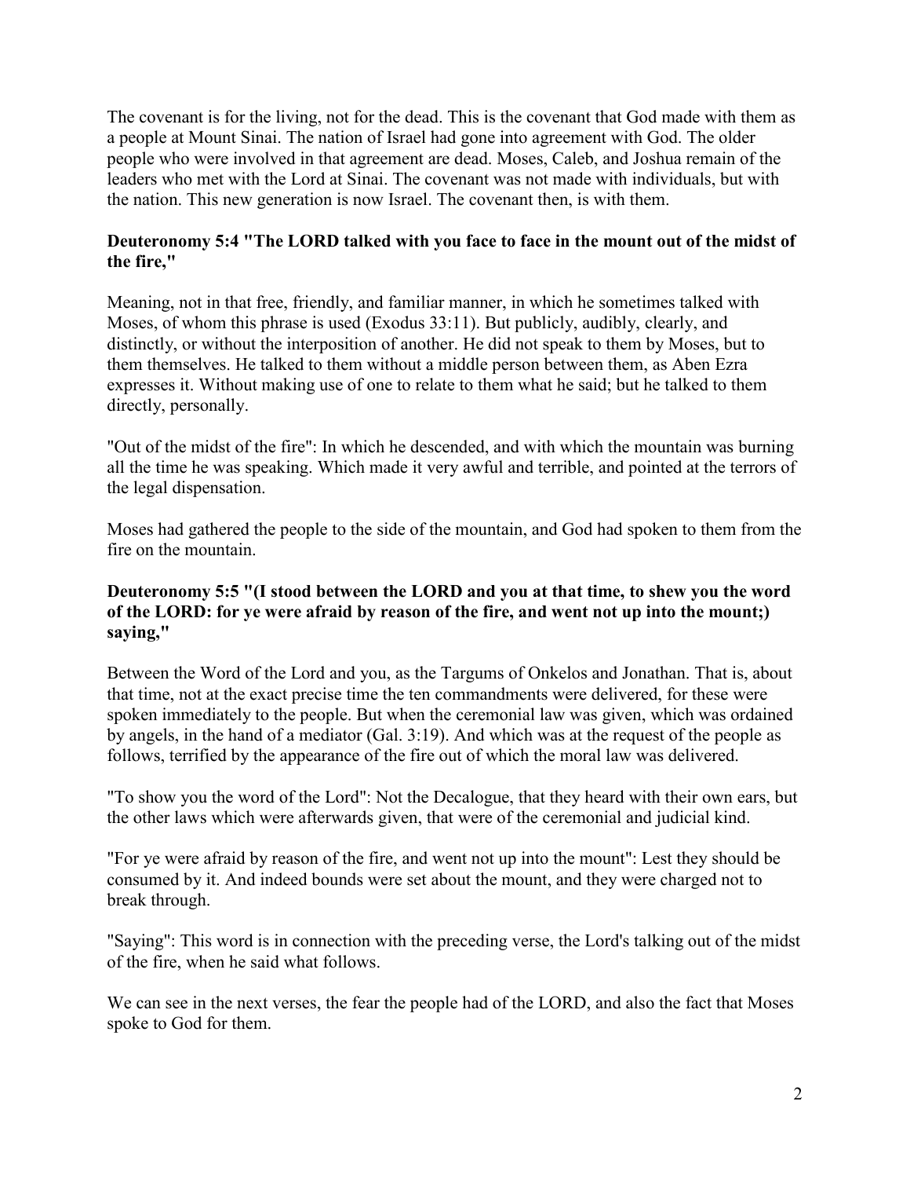The covenant is for the living, not for the dead. This is the covenant that God made with them as a people at Mount Sinai. The nation of Israel had gone into agreement with God. The older people who were involved in that agreement are dead. Moses, Caleb, and Joshua remain of the leaders who met with the Lord at Sinai. The covenant was not made with individuals, but with the nation. This new generation is now Israel. The covenant then, is with them.

**Deuteronomy 5:4 "The LORD talked with you face to face in the mount out of the midst of the fire,"**

Meaning, not in that free, friendly, and familiar manner, in which he sometimes talked with Moses, of whom this phrase is used (Exodus 33:11). But publicly, audibly, clearly, and distinctly, or without the interposition of another. He did not speak to them by Moses, but to them themselves. He talked to them without a middle person between them, as Aben Ezra expresses it. Without making use of one to relate to them what he said; but he talked to them directly, personally.

"Out of the midst of the fire": In which he descended, and with which the mountain was burning all the time he was speaking. Which made it very awful and terrible, and pointed at the terrors of the legal dispensation.

Moses had gathered the people to the side of the mountain, and God had spoken to them from the fire on the mountain.

**Deuteronomy 5:5 "(I stood between the LORD and you at that time, to shew you the word of the LORD: for ye were afraid by reason of the fire, and went not up into the mount;) saying,"**

Between the Word of the Lord and you, as the Targums of Onkelos and Jonathan. That is, about that time, not at the exact precise time the ten commandments were delivered, for these were spoken immediately to the people. But when the ceremonial law was given, which was ordained by angels, in the hand of a mediator (Gal. 3:19). And which was at the request of the people as follows, terrified by the appearance of the fire out of which the moral law was delivered.

"To show you the word of the Lord": Not the Decalogue, that they heard with their own ears, but the other laws which were afterwards given, that were of the ceremonial and judicial kind.

"For ye were afraid by reason of the fire, and went not up into the mount": Lest they should be consumed by it. And indeed bounds were set about the mount, and they were charged not to break through.

"Saying": This word is in connection with the preceding verse, the Lord's talking out of the midst of the fire, when he said what follows.

We can see in the next verses, the fear the people had of the LORD, and also the fact that Moses spoke to God for them.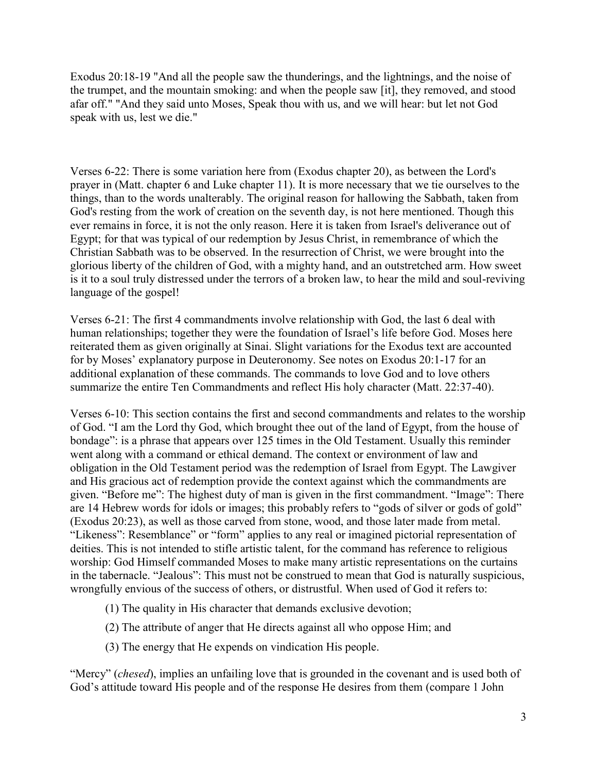Exodus 20:18-19 "And all the people saw the thunderings, and the lightnings, and the noise of the trumpet, and the mountain smoking: and when the people saw [it], they removed, and stood afar off." "And they said unto Moses, Speak thou with us, and we will hear: but let not God speak with us, lest we die."

Verses 6-22: There is some variation here from (Exodus chapter 20), as between the Lord's prayer in (Matt. chapter 6 and Luke chapter 11). It is more necessary that we tie ourselves to the things, than to the words unalterably. The original reason for hallowing the Sabbath, taken from God's resting from the work of creation on the seventh day, is not here mentioned. Though this ever remains in force, it is not the only reason. Here it is taken from Israel's deliverance out of Egypt; for that was typical of our redemption by Jesus Christ, in remembrance of which the Christian Sabbath was to be observed. In the resurrection of Christ, we were brought into the glorious liberty of the children of God, with a mighty hand, and an outstretched arm. How sweet is it to a soul truly distressed under the terrors of a broken law, to hear the mild and soul-reviving language of the gospel!

Verses 6-21: The first 4 commandments involve relationship with God, the last 6 deal with human relationships; together they were the foundation of Israel's life before God. Moses here reiterated them as given originally at Sinai. Slight variations for the Exodus text are accounted for by Moses' explanatory purpose in Deuteronomy. See notes on Exodus 20:1-17 for an additional explanation of these commands. The commands to love God and to love others summarize the entire Ten Commandments and reflect His holy character (Matt. 22:37-40).

Verses 6-10: This section contains the first and second commandments and relates to the worship of God. "I am the Lord thy God, which brought thee out of the land of Egypt, from the house of bondage": is a phrase that appears over 125 times in the Old Testament. Usually this reminder went along with a command or ethical demand. The context or environment of law and obligation in the Old Testament period was the redemption of Israel from Egypt. The Lawgiver and His gracious act of redemption provide the context against which the commandments are given. "Before me": The highest duty of man is given in the first commandment. "Image": There are 14 Hebrew words for idols or images; this probably refers to "gods of silver or gods of gold" (Exodus 20:23), as well as those carved from stone, wood, and those later made from metal. "Likeness": Resemblance" or "form" applies to any real or imagined pictorial representation of deities. This is not intended to stifle artistic talent, for the command has reference to religious worship: God Himself commanded Moses to make many artistic representations on the curtains in the tabernacle. "Jealous": This must not be construed to mean that God is naturally suspicious, wrongfully envious of the success of others, or distrustful. When used of God it refers to:

(1) The quality in His character that demands exclusive devotion;

(2) The attribute of anger that He directs against all who oppose Him; and

(3) The energy that He expends on vindication His people.

"Mercy" (*chesed*), implies an unfailing love that is grounded in the covenant and is used both of God's attitude toward His people and of the response He desires from them (compare 1 John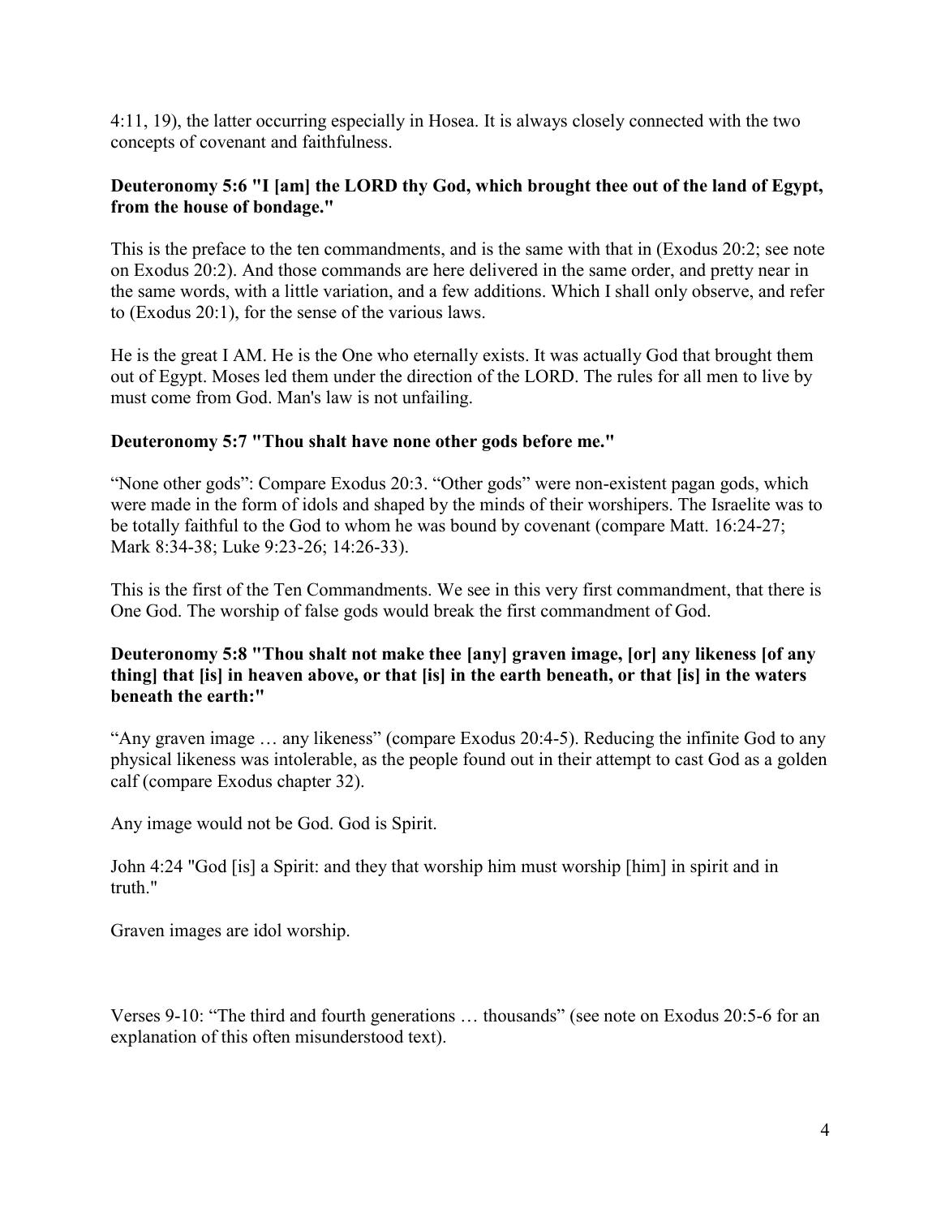4:11, 19), the latter occurring especially in Hosea. It is always closely connected with the two concepts of covenant and faithfulness.

**Deuteronomy 5:6 "I [am] the LORD thy God, which brought thee out of the land of Egypt, from the house of bondage."**

This is the preface to the ten commandments, and is the same with that in (Exodus 20:2; see note on Exodus 20:2). And those commands are here delivered in the same order, and pretty near in the same words, with a little variation, and a few additions. Which I shall only observe, and refer to (Exodus 20:1), for the sense of the various laws.

He is the great I AM. He is the One who eternally exists. It was actually God that brought them out of Egypt. Moses led them under the direction of the LORD. The rules for all men to live by must come from God. Man's law is not unfailing.

**Deuteronomy 5:7 "Thou shalt have none other gods before me."**

“None other gods”: Compare Exodus 20:3. “Other gods” were non-existent pagan gods, which were made in the form of idols and shaped by the minds of their worshipers. The Israelite was to be totally faithful to the God to whom he was bound by covenant (compare Matt. 16:24-27; Mark 8:34-38; Luke 9:23-26; 14:26-33).

This is the first of the Ten Commandments. We see in this very first commandment, that there is One God. The worship of false gods would break the first commandment of God.

**Deuteronomy 5:8 "Thou shalt not make thee [any] graven image, [or] any likeness [of any thing] that [is] in heaven above, or that [is] in the earth beneath, or that [is] in the waters beneath the earth:"**

“Any graven image … any likeness” (compare Exodus 20:4-5). Reducing the infinite God to any physical likeness was intolerable, as the people found out in their attempt to cast God as a golden calf (compare Exodus chapter 32).

Any image would not be God. God is Spirit.

John 4:24 "God [is] a Spirit: and they that worship him must worship [him] in spirit and in truth."

Graven images are idol worship.

Verses 9-10: “The third and fourth generations … thousands” (see note on Exodus 20:5-6 for an explanation of this often misunderstood text).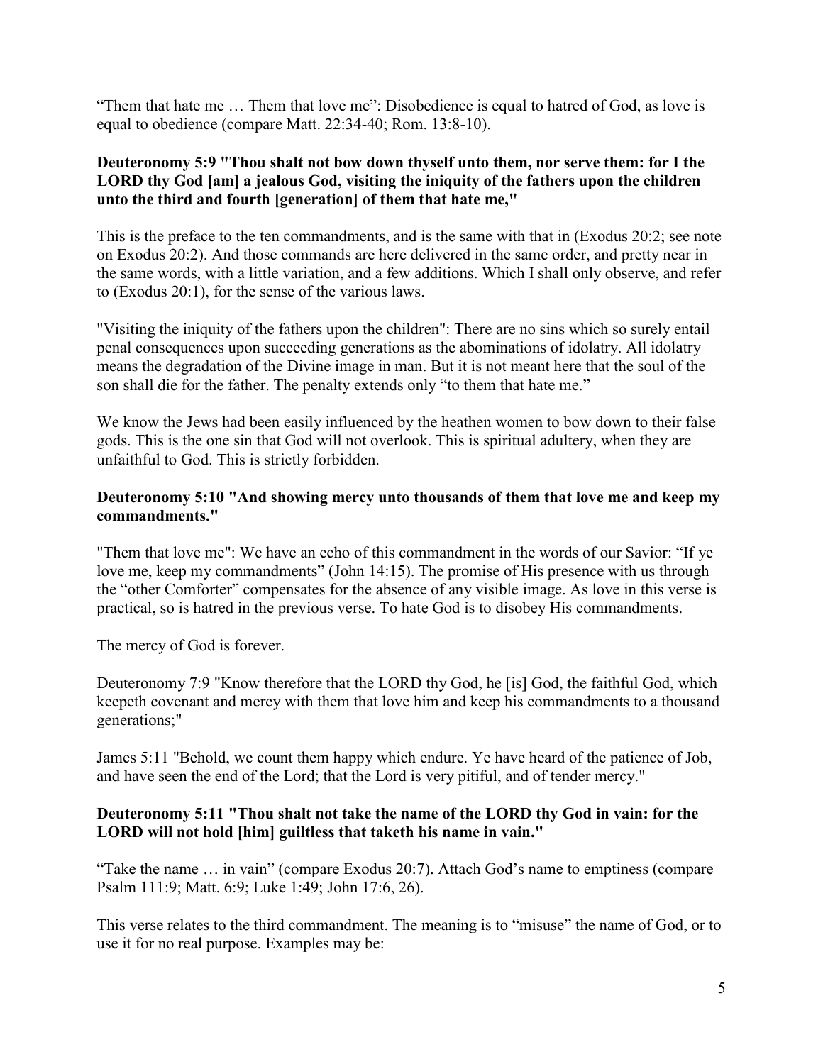“Them that hate me … Them that love me”: Disobedience is equal to hatred of God, as love is equal to obedience (compare Matt. 22:34-40; Rom. 13:8-10).

**Deuteronomy 5:9 "Thou shalt not bow down thyself unto them, nor serve them: for I the LORD thy God [am] a jealous God, visiting the iniquity of the fathers upon the children unto the third and fourth [generation] of them that hate me,"**

This is the preface to the ten commandments, and is the same with that in (Exodus 20:2; see note on Exodus 20:2). And those commands are here delivered in the same order, and pretty near in the same words, with a little variation, and a few additions. Which I shall only observe, and refer to (Exodus 20:1), for the sense of the various laws.

"Visiting the iniquity of the fathers upon the children": There are no sins which so surely entail penal consequences upon succeeding generations as the abominations of idolatry. All idolatry means the degradation of the Divine image in man. But it is not meant here that the soul of the son shall die for the father. The penalty extends only “to them that hate me.”

We know the Jews had been easily influenced by the heathen women to bow down to their false gods. This is the one sin that God will not overlook. This is spiritual adultery, when they are unfaithful to God. This is strictly forbidden.

**Deuteronomy 5:10 "And showing mercy unto thousands of them that love me and keep my commandments."**

"Them that love me": We have an echo of this commandment in the words of our Savior: “If ye love me, keep my commandments” (John 14:15). The promise of His presence with us through the “other Comforter” compensates for the absence of any visible image. As love in this verse is practical, so is hatred in the previous verse. To hate God is to disobey His commandments.

The mercy of God is forever.

Deuteronomy 7:9 "Know therefore that the LORD thy God, he [is] God, the faithful God, which keepeth covenant and mercy with them that love him and keep his commandments to a thousand generations;"

James 5:11 "Behold, we count them happy which endure. Ye have heard of the patience of Job, and have seen the end of the Lord; that the Lord is very pitiful, and of tender mercy."

**Deuteronomy 5:11 "Thou shalt not take the name of the LORD thy God in vain: for the LORD will not hold [him] guiltless that taketh his name in vain."**

“Take the name … in vain” (compare Exodus 20:7). Attach God’s name to emptiness (compare Psalm 111:9; Matt. 6:9; Luke 1:49; John 17:6, 26).

This verse relates to the third commandment. The meaning is to “misuse” the name of God, or to use it for no real purpose. Examples may be: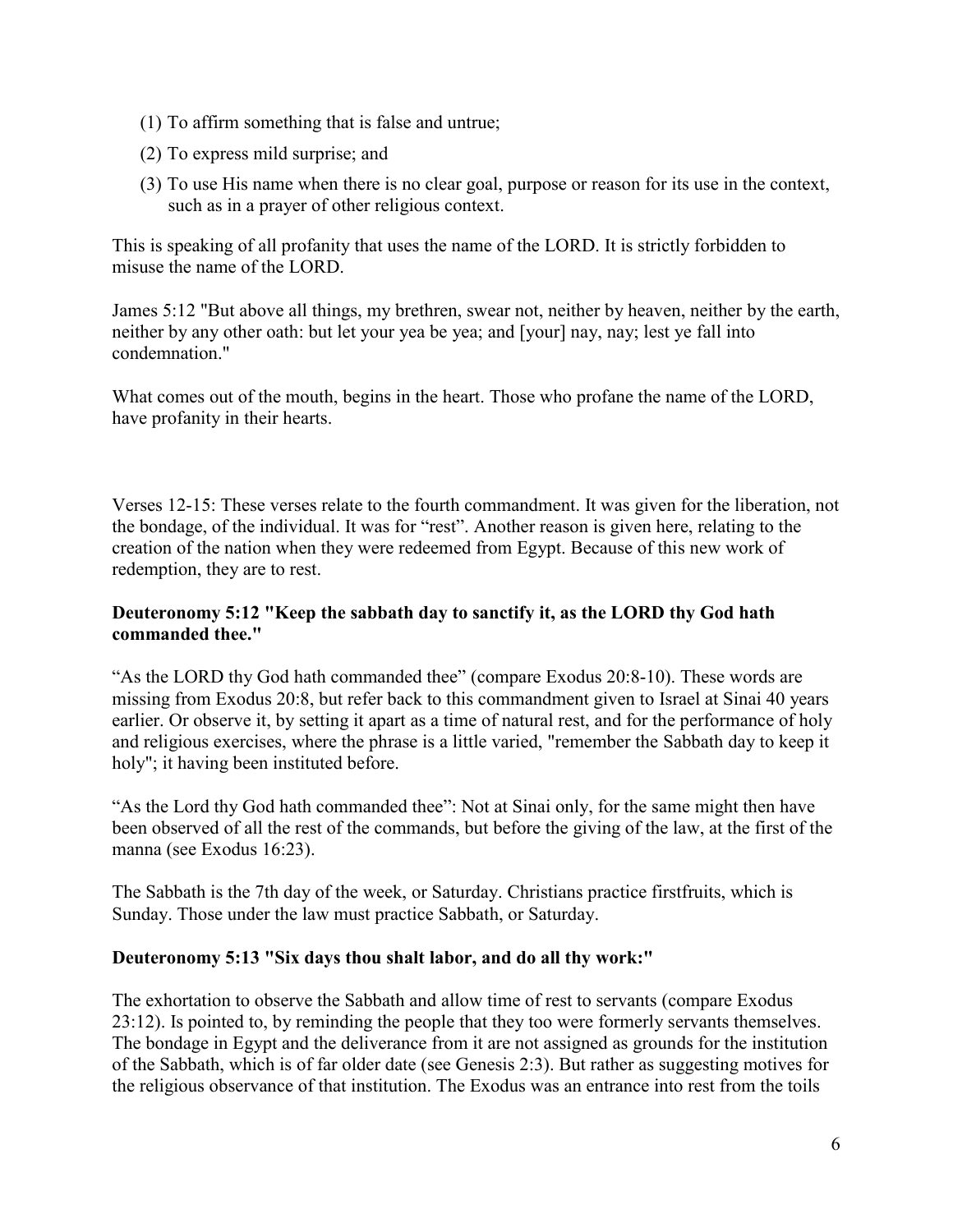(1) To affirm something that is false and untrue;

(2) To express mild surprise; and

(3) To use His name when there is no clear goal, purpose or reason for its use in the context, such as in a prayer of other religious context.

This is speaking of all profanity that uses the name of the LORD. It is strictly forbidden to misuse the name of the LORD.

James 5:12 "But above all things, my brethren, swear not, neither by heaven, neither by the earth, neither by any other oath: but let your yea be yea; and [your] nay, nay; lest ye fall into condemnation."

What comes out of the mouth, begins in the heart. Those who profane the name of the LORD, have profanity in their hearts.

Verses 12-15: These verses relate to the fourth commandment. It was given for the liberation, not the bondage, of the individual. It was for "rest". Another reason is given here, relating to the creation of the nation when they were redeemed from Egypt. Because of this new work of redemption, they are to rest.

**Deuteronomy 5:12 "Keep the sabbath day to sanctify it, as the LORD thy God hath commanded thee."**

"As the LORD thy God hath commanded thee" (compare Exodus 20:8-10). These words are missing from Exodus 20:8, but refer back to this commandment given to Israel at Sinai 40 years earlier. Or observe it, by setting it apart as a time of natural rest, and for the performance of holy and religious exercises, where the phrase is a little varied, "remember the Sabbath day to keep it holy"; it having been instituted before.

"As the Lord thy God hath commanded thee": Not at Sinai only, for the same might then have been observed of all the rest of the commands, but before the giving of the law, at the first of the manna (see Exodus 16:23).

The Sabbath is the 7th day of the week, or Saturday. Christians practice firstfruits, which is Sunday. Those under the law must practice Sabbath, or Saturday.

**Deuteronomy 5:13 "Six days thou shalt labor, and do all thy work:"**

The exhortation to observe the Sabbath and allow time of rest to servants (compare Exodus 23:12). Is pointed to, by reminding the people that they too were formerly servants themselves. The bondage in Egypt and the deliverance from it are not assigned as grounds for the institution of the Sabbath, which is of far older date (see Genesis 2:3). But rather as suggesting motives for the religious observance of that institution. The Exodus was an entrance into rest from the toils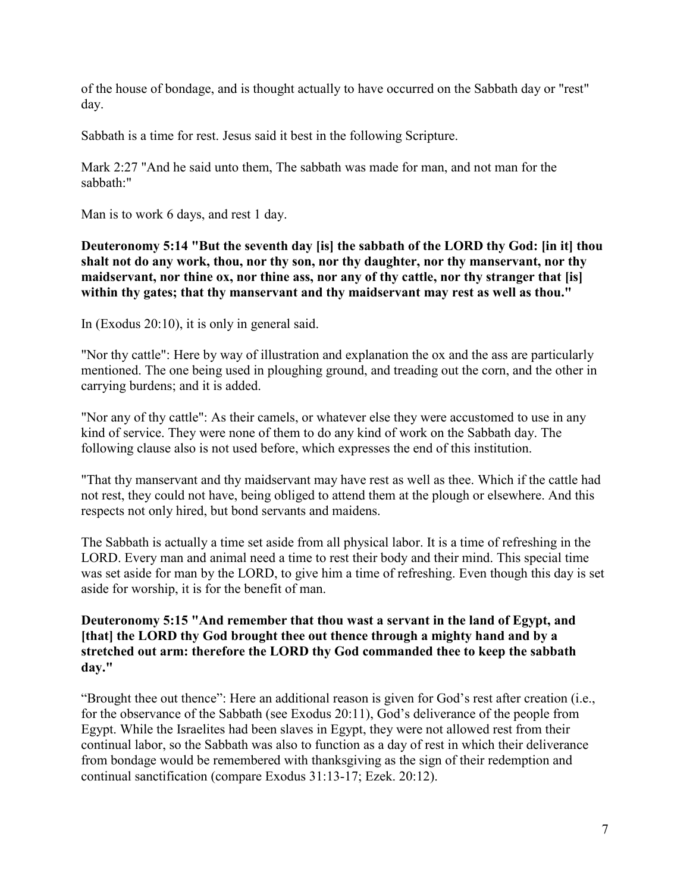of the house of bondage, and is thought actually to have occurred on the Sabbath day or "rest" day.

Sabbath is a time for rest. Jesus said it best in the following Scripture.

Mark 2:27 "And he said unto them, The sabbath was made for man, and not man for the sabbath:"

Man is to work 6 days, and rest 1 day.

**Deuteronomy 5:14 "But the seventh day [is] the sabbath of the LORD thy God: [in it] thou shalt not do any work, thou, nor thy son, nor thy daughter, nor thy manservant, nor thy maidservant, nor thine ox, nor thine ass, nor any of thy cattle, nor thy stranger that [is] within thy gates; that thy manservant and thy maidservant may rest as well as thou."**

In (Exodus 20:10), it is only in general said.

"Nor thy cattle": Here by way of illustration and explanation the ox and the ass are particularly mentioned. The one being used in ploughing ground, and treading out the corn, and the other in carrying burdens; and it is added.

"Nor any of thy cattle": As their camels, or whatever else they were accustomed to use in any kind of service. They were none of them to do any kind of work on the Sabbath day. The following clause also is not used before, which expresses the end of this institution.

"That thy manservant and thy maidservant may have rest as well as thee. Which if the cattle had not rest, they could not have, being obliged to attend them at the plough or elsewhere. And this respects not only hired, but bond servants and maidens.

The Sabbath is actually a time set aside from all physical labor. It is a time of refreshing in the LORD. Every man and animal need a time to rest their body and their mind. This special time was set aside for man by the LORD, to give him a time of refreshing. Even though this day is set aside for worship, it is for the benefit of man.

**Deuteronomy 5:15 "And remember that thou wast a servant in the land of Egypt, and [that] the LORD thy God brought thee out thence through a mighty hand and by a stretched out arm: therefore the LORD thy God commanded thee to keep the sabbath day."**

"Brought thee out thence": Here an additional reason is given for God's rest after creation (i.e., for the observance of the Sabbath (see Exodus 20:11), God's deliverance of the people from Egypt. While the Israelites had been slaves in Egypt, they were not allowed rest from their continual labor, so the Sabbath was also to function as a day of rest in which their deliverance from bondage would be remembered with thanksgiving as the sign of their redemption and continual sanctification (compare Exodus 31:13-17; Ezek. 20:12).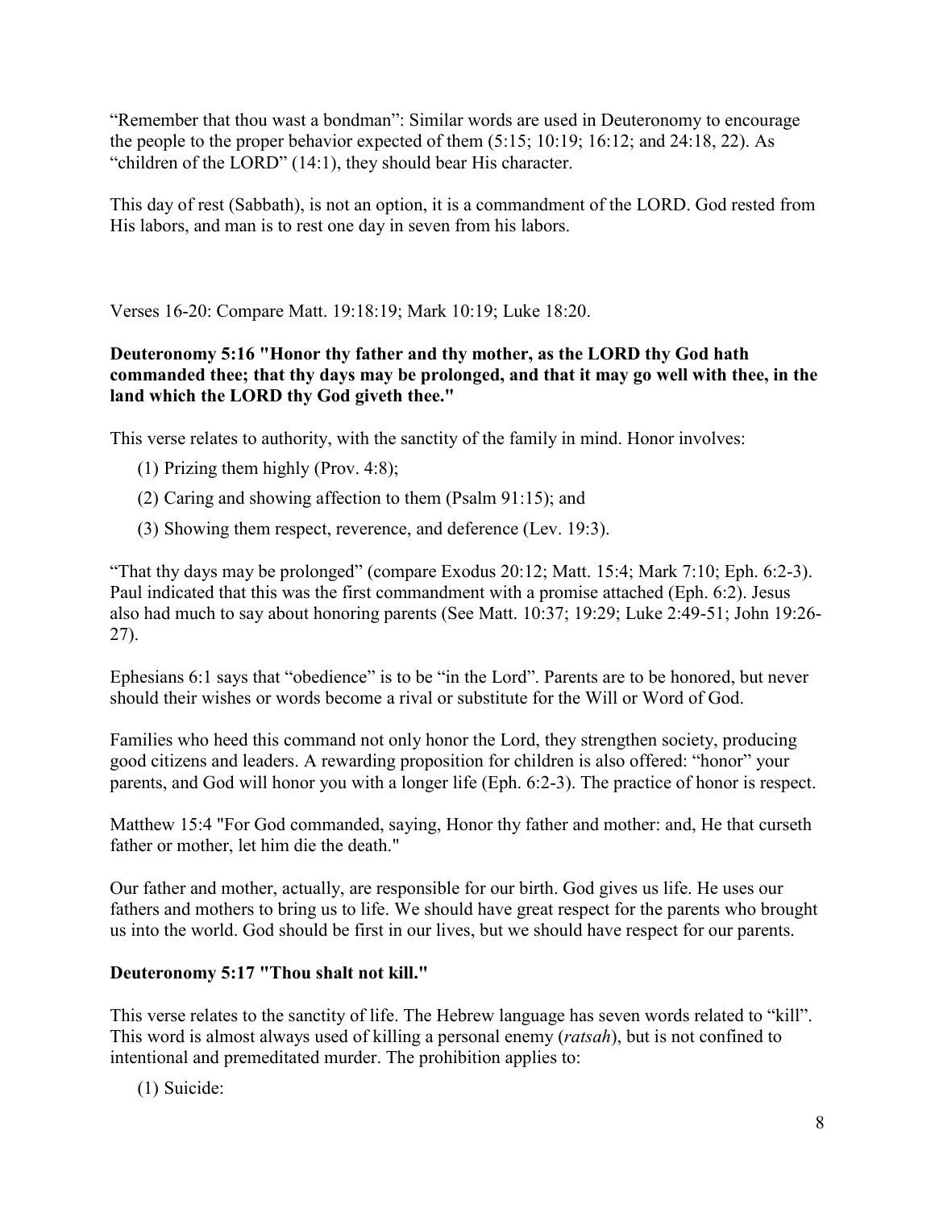“Remember that thou wast a bondman”: Similar words are used in Deuteronomy to encourage the people to the proper behavior expected of them (5:15; 10:19; 16:12; and 24:18, 22). As “children of the LORD” (14:1), they should bear His character.

This day of rest (Sabbath), is not an option, it is a commandment of the LORD. God rested from His labors, and man is to rest one day in seven from his labors.

Verses 16-20: Compare Matt. 19:18:19; Mark 10:19; Luke 18:20.

**Deuteronomy 5:16 "Honor thy father and thy mother, as the LORD thy God hath commanded thee; that thy days may be prolonged, and that it may go well with thee, in the land which the LORD thy God giveth thee."**

This verse relates to authority, with the sanctity of the family in mind. Honor involves:

(1) Prizing them highly (Prov. 4:8);

(2) Caring and showing affection to them (Psalm 91:15); and

(3) Showing them respect, reverence, and deference (Lev. 19:3).

“That thy days may be prolonged” (compare Exodus 20:12; Matt. 15:4; Mark 7:10; Eph. 6:2-3). Paul indicated that this was the first commandment with a promise attached (Eph. 6:2). Jesus also had much to say about honoring parents (See Matt. 10:37; 19:29; Luke 2:49-51; John 19:26-27).

Ephesians 6:1 says that “obedience” is to be “in the Lord”. Parents are to be honored, but never should their wishes or words become a rival or substitute for the Will or Word of God.

Families who heed this command not only honor the Lord, they strengthen society, producing good citizens and leaders. A rewarding proposition for children is also offered: “honor” your parents, and God will honor you with a longer life (Eph. 6:2-3). The practice of honor is respect.

Matthew 15:4 "For God commanded, saying, Honor thy father and mother: and, He that curseth father or mother, let him die the death."

Our father and mother, actually, are responsible for our birth. God gives us life. He uses our fathers and mothers to bring us to life. We should have great respect for the parents who brought us into the world. God should be first in our lives, but we should have respect for our parents.

**Deuteronomy 5:17 "Thou shalt not kill."**

This verse relates to the sanctity of life. The Hebrew language has seven words related to “kill”. This word is almost always used of killing a personal enemy (*ratsah*), but is not confined to intentional and premeditated murder. The prohibition applies to:

(1) Suicide: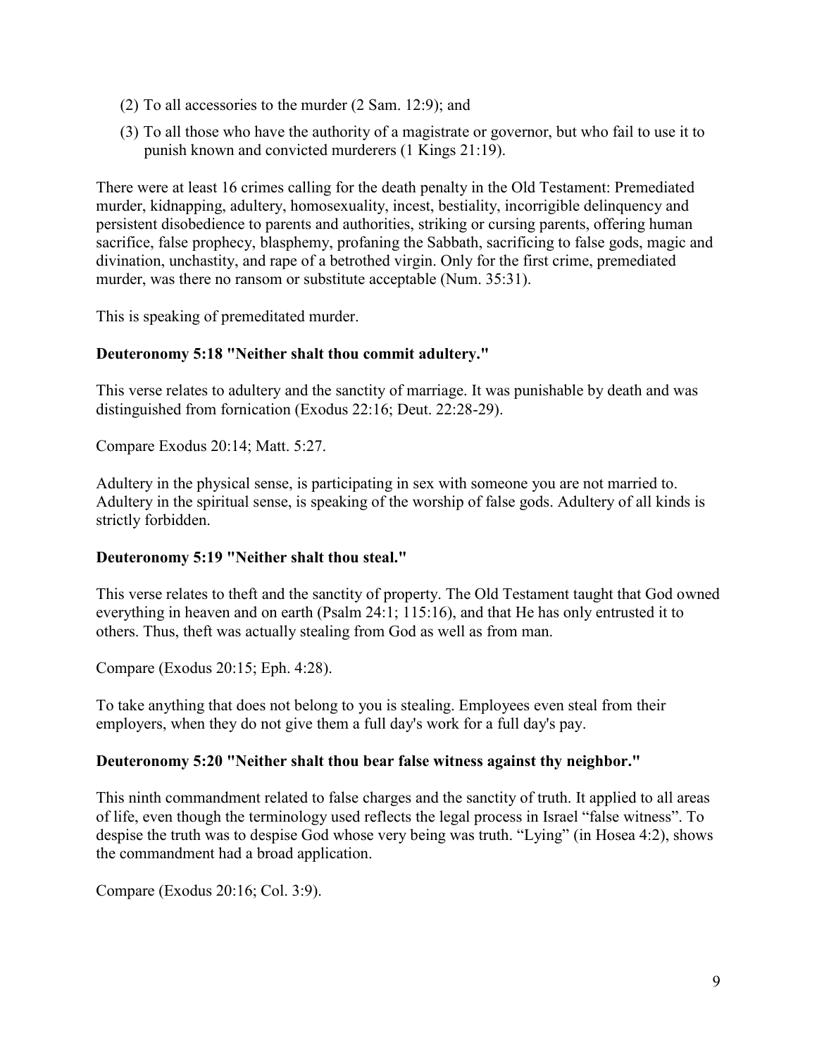(2) To all accessories to the murder (2 Sam. 12:9); and

(3) To all those who have the authority of a magistrate or governor, but who fail to use it to punish known and convicted murderers (1 Kings 21:19).

There were at least 16 crimes calling for the death penalty in the Old Testament: Premediated murder, kidnapping, adultery, homosexuality, incest, bestiality, incorrigible delinquency and persistent disobedience to parents and authorities, striking or cursing parents, offering human sacrifice, false prophecy, blasphemy, profaning the Sabbath, sacrificing to false gods, magic and divination, unchastity, and rape of a betrothed virgin. Only for the first crime, premediated murder, was there no ransom or substitute acceptable (Num. 35:31).

This is speaking of premeditated murder.

**Deuteronomy 5:18 "Neither shalt thou commit adultery."**

This verse relates to adultery and the sanctity of marriage. It was punishable by death and was distinguished from fornication (Exodus 22:16; Deut. 22:28-29).

Compare Exodus 20:14; Matt. 5:27.

Adultery in the physical sense, is participating in sex with someone you are not married to. Adultery in the spiritual sense, is speaking of the worship of false gods. Adultery of all kinds is strictly forbidden.

**Deuteronomy 5:19 "Neither shalt thou steal."**

This verse relates to theft and the sanctity of property. The Old Testament taught that God owned everything in heaven and on earth (Psalm 24:1; 115:16), and that He has only entrusted it to others. Thus, theft was actually stealing from God as well as from man.

Compare (Exodus 20:15; Eph. 4:28).

To take anything that does not belong to you is stealing. Employees even steal from their employers, when they do not give them a full day's work for a full day's pay.

**Deuteronomy 5:20 "Neither shalt thou bear false witness against thy neighbor."**

This ninth commandment related to false charges and the sanctity of truth. It applied to all areas of life, even though the terminology used reflects the legal process in Israel "false witness". To despise the truth was to despise God whose very being was truth. "Lying" (in Hosea 4:2), shows the commandment had a broad application.

Compare (Exodus 20:16; Col. 3:9).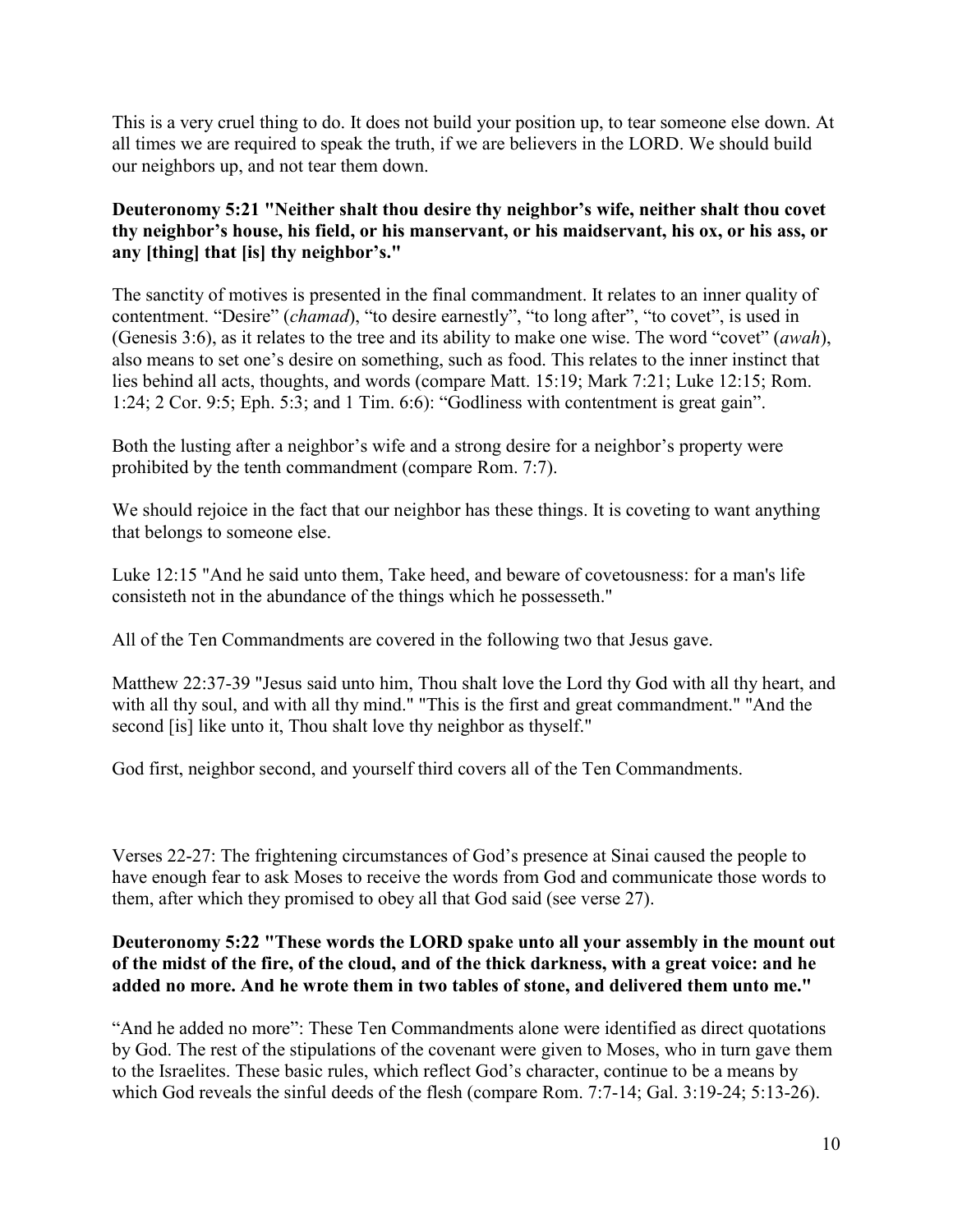This is a very cruel thing to do. It does not build your position up, to tear someone else down. At all times we are required to speak the truth, if we are believers in the LORD. We should build our neighbors up, and not tear them down.

**Deuteronomy 5:21 "Neither shalt thou desire thy neighbor's wife, neither shalt thou covet thy neighbor's house, his field, or his manservant, or his maidservant, his ox, or his ass, or any [thing] that [is] thy neighbor's."**

The sanctity of motives is presented in the final commandment. It relates to an inner quality of contentment. "Desire" (*chamad*), "to desire earnestly", "to long after", "to covet", is used in (Genesis 3:6), as it relates to the tree and its ability to make one wise. The word "covet" (*awah*), also means to set one's desire on something, such as food. This relates to the inner instinct that lies behind all acts, thoughts, and words (compare Matt. 15:19; Mark 7:21; Luke 12:15; Rom. 1:24; 2 Cor. 9:5; Eph. 5:3; and 1 Tim. 6:6): "Godliness with contentment is great gain".

Both the lusting after a neighbor's wife and a strong desire for a neighbor's property were prohibited by the tenth commandment (compare Rom. 7:7).

We should rejoice in the fact that our neighbor has these things. It is coveting to want anything that belongs to someone else.

Luke 12:15 "And he said unto them, Take heed, and beware of covetousness: for a man's life consisteth not in the abundance of the things which he possesseth."

All of the Ten Commandments are covered in the following two that Jesus gave.

Matthew 22:37-39 "Jesus said unto him, Thou shalt love the Lord thy God with all thy heart, and with all thy soul, and with all thy mind." "This is the first and great commandment." "And the second [is] like unto it, Thou shalt love thy neighbor as thyself."

God first, neighbor second, and yourself third covers all of the Ten Commandments.

Verses 22-27: The frightening circumstances of God's presence at Sinai caused the people to have enough fear to ask Moses to receive the words from God and communicate those words to them, after which they promised to obey all that God said (see verse 27).

**Deuteronomy 5:22 "These words the LORD spake unto all your assembly in the mount out of the midst of the fire, of the cloud, and of the thick darkness, with a great voice: and he added no more. And he wrote them in two tables of stone, and delivered them unto me."**

"And he added no more": These Ten Commandments alone were identified as direct quotations by God. The rest of the stipulations of the covenant were given to Moses, who in turn gave them to the Israelites. These basic rules, which reflect God's character, continue to be a means by which God reveals the sinful deeds of the flesh (compare Rom. 7:7-14; Gal. 3:19-24; 5:13-26).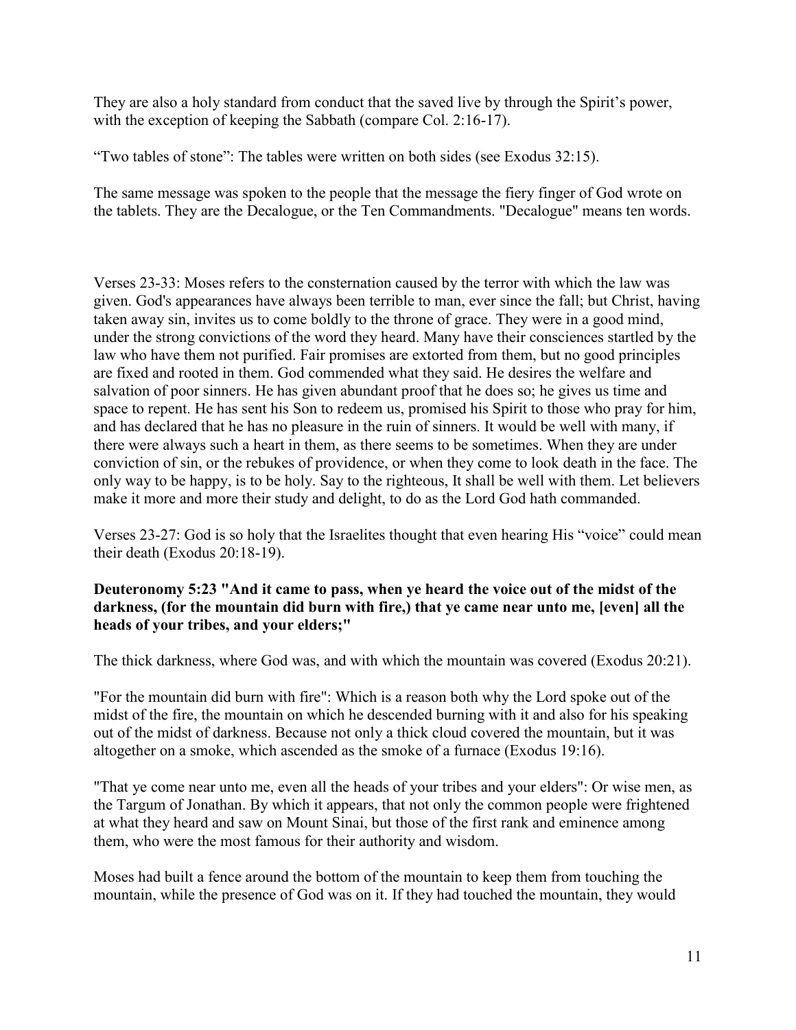They are also a holy standard from conduct that the saved live by through the Spirit's power, with the exception of keeping the Sabbath (compare Col. 2:16-17).

"Two tables of stone": The tables were written on both sides (see Exodus 32:15).

The same message was spoken to the people that the message the fiery finger of God wrote on the tablets. They are the Decalogue, or the Ten Commandments. "Decalogue" means ten words.

Verses 23-33: Moses refers to the consternation caused by the terror with which the law was given. God's appearances have always been terrible to man, ever since the fall; but Christ, having taken away sin, invites us to come boldly to the throne of grace. They were in a good mind, under the strong convictions of the word they heard. Many have their consciences startled by the law who have them not purified. Fair promises are extorted from them, but no good principles are fixed and rooted in them. God commended what they said. He desires the welfare and salvation of poor sinners. He has given abundant proof that he does so; he gives us time and space to repent. He has sent his Son to redeem us, promised his Spirit to those who pray for him, and has declared that he has no pleasure in the ruin of sinners. It would be well with many, if there were always such a heart in them, as there seems to be sometimes. When they are under conviction of sin, or the rebukes of providence, or when they come to look death in the face. The only way to be happy, is to be holy. Say to the righteous, It shall be well with them. Let believers make it more and more their study and delight, to do as the Lord God hath commanded.

Verses 23-27: God is so holy that the Israelites thought that even hearing His "voice" could mean their death (Exodus 20:18-19).

**Deuteronomy 5:23 "And it came to pass, when ye heard the voice out of the midst of the darkness, (for the mountain did burn with fire,) that ye came near unto me, [even] all the heads of your tribes, and your elders;"**

The thick darkness, where God was, and with which the mountain was covered (Exodus 20:21).

"For the mountain did burn with fire": Which is a reason both why the Lord spoke out of the midst of the fire, the mountain on which he descended burning with it and also for his speaking out of the midst of darkness. Because not only a thick cloud covered the mountain, but it was altogether on a smoke, which ascended as the smoke of a furnace (Exodus 19:16).

"That ye come near unto me, even all the heads of your tribes and your elders": Or wise men, as the Targum of Jonathan. By which it appears, that not only the common people were frightened at what they heard and saw on Mount Sinai, but those of the first rank and eminence among them, who were the most famous for their authority and wisdom.

Moses had built a fence around the bottom of the mountain to keep them from touching the mountain, while the presence of God was on it. If they had touched the mountain, they would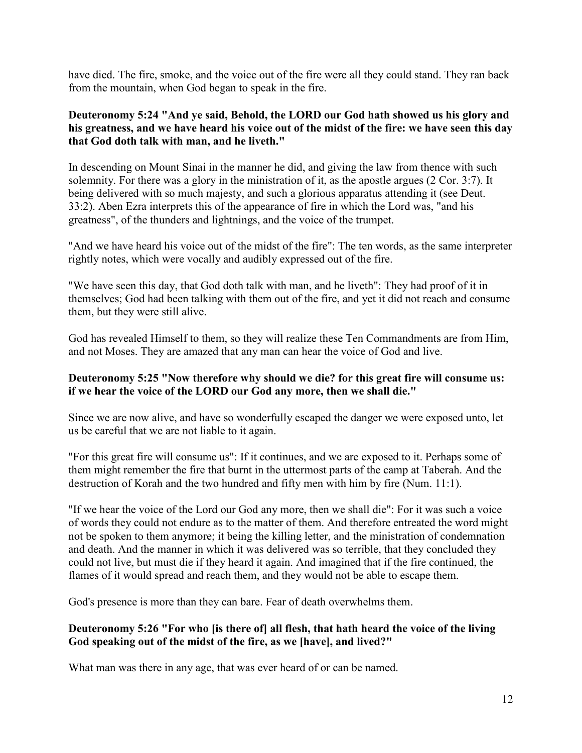have died. The fire, smoke, and the voice out of the fire were all they could stand. They ran back from the mountain, when God began to speak in the fire.

**Deuteronomy 5:24 "And ye said, Behold, the LORD our God hath showed us his glory and his greatness, and we have heard his voice out of the midst of the fire: we have seen this day that God doth talk with man, and he liveth."**

In descending on Mount Sinai in the manner he did, and giving the law from thence with such solemnity. For there was a glory in the ministration of it, as the apostle argues (2 Cor. 3:7). It being delivered with so much majesty, and such a glorious apparatus attending it (see Deut. 33:2). Aben Ezra interprets this of the appearance of fire in which the Lord was, "and his greatness", of the thunders and lightnings, and the voice of the trumpet.

"And we have heard his voice out of the midst of the fire": The ten words, as the same interpreter rightly notes, which were vocally and audibly expressed out of the fire.

"We have seen this day, that God doth talk with man, and he liveth": They had proof of it in themselves; God had been talking with them out of the fire, and yet it did not reach and consume them, but they were still alive.

God has revealed Himself to them, so they will realize these Ten Commandments are from Him, and not Moses. They are amazed that any man can hear the voice of God and live.

**Deuteronomy 5:25 "Now therefore why should we die? for this great fire will consume us: if we hear the voice of the LORD our God any more, then we shall die."**

Since we are now alive, and have so wonderfully escaped the danger we were exposed unto, let us be careful that we are not liable to it again.

"For this great fire will consume us": If it continues, and we are exposed to it. Perhaps some of them might remember the fire that burnt in the uttermost parts of the camp at Taberah. And the destruction of Korah and the two hundred and fifty men with him by fire (Num. 11:1).

"If we hear the voice of the Lord our God any more, then we shall die": For it was such a voice of words they could not endure as to the matter of them. And therefore entreated the word might not be spoken to them anymore; it being the killing letter, and the ministration of condemnation and death. And the manner in which it was delivered was so terrible, that they concluded they could not live, but must die if they heard it again. And imagined that if the fire continued, the flames of it would spread and reach them, and they would not be able to escape them.

God's presence is more than they can bare. Fear of death overwhelms them.

**Deuteronomy 5:26 "For who [is there of] all flesh, that hath heard the voice of the living God speaking out of the midst of the fire, as we [have], and lived?"**

What man was there in any age, that was ever heard of or can be named.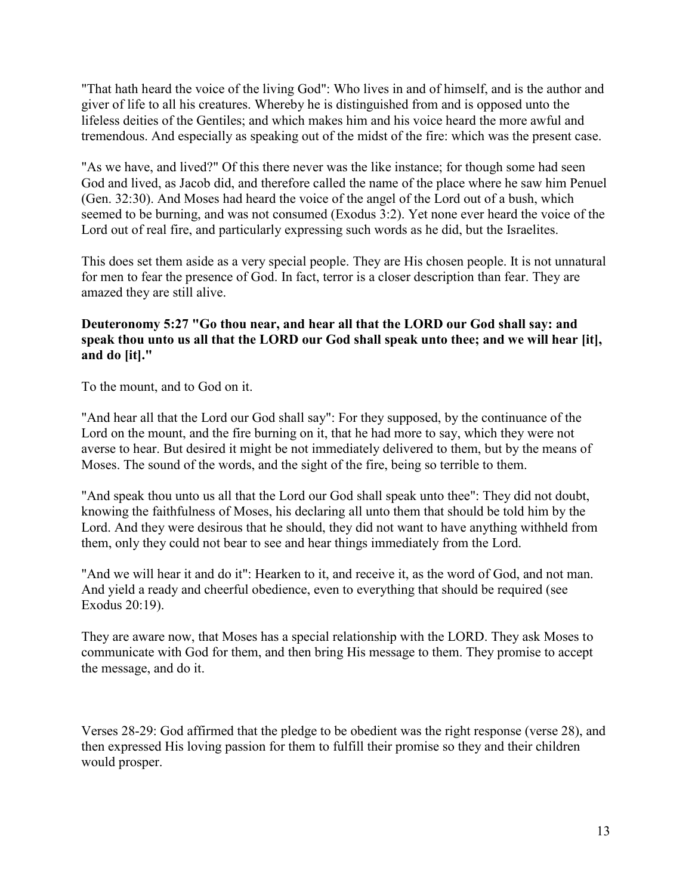"That hath heard the voice of the living God": Who lives in and of himself, and is the author and giver of life to all his creatures. Whereby he is distinguished from and is opposed unto the lifeless deities of the Gentiles; and which makes him and his voice heard the more awful and tremendous. And especially as speaking out of the midst of the fire: which was the present case.

"As we have, and lived?" Of this there never was the like instance; for though some had seen God and lived, as Jacob did, and therefore called the name of the place where he saw him Penuel (Gen. 32:30). And Moses had heard the voice of the angel of the Lord out of a bush, which seemed to be burning, and was not consumed (Exodus 3:2). Yet none ever heard the voice of the Lord out of real fire, and particularly expressing such words as he did, but the Israelites.

This does set them aside as a very special people. They are His chosen people. It is not unnatural for men to fear the presence of God. In fact, terror is a closer description than fear. They are amazed they are still alive.

**Deuteronomy 5:27 "Go thou near, and hear all that the LORD our God shall say: and speak thou unto us all that the LORD our God shall speak unto thee; and we will hear [it], and do [it]."**

To the mount, and to God on it.

"And hear all that the Lord our God shall say": For they supposed, by the continuance of the Lord on the mount, and the fire burning on it, that he had more to say, which they were not averse to hear. But desired it might be not immediately delivered to them, but by the means of Moses. The sound of the words, and the sight of the fire, being so terrible to them.

"And speak thou unto us all that the Lord our God shall speak unto thee": They did not doubt, knowing the faithfulness of Moses, his declaring all unto them that should be told him by the Lord. And they were desirous that he should, they did not want to have anything withheld from them, only they could not bear to see and hear things immediately from the Lord.

"And we will hear it and do it": Hearken to it, and receive it, as the word of God, and not man. And yield a ready and cheerful obedience, even to everything that should be required (see Exodus 20:19).

They are aware now, that Moses has a special relationship with the LORD. They ask Moses to communicate with God for them, and then bring His message to them. They promise to accept the message, and do it.

Verses 28-29: God affirmed that the pledge to be obedient was the right response (verse 28), and then expressed His loving passion for them to fulfill their promise so they and their children would prosper.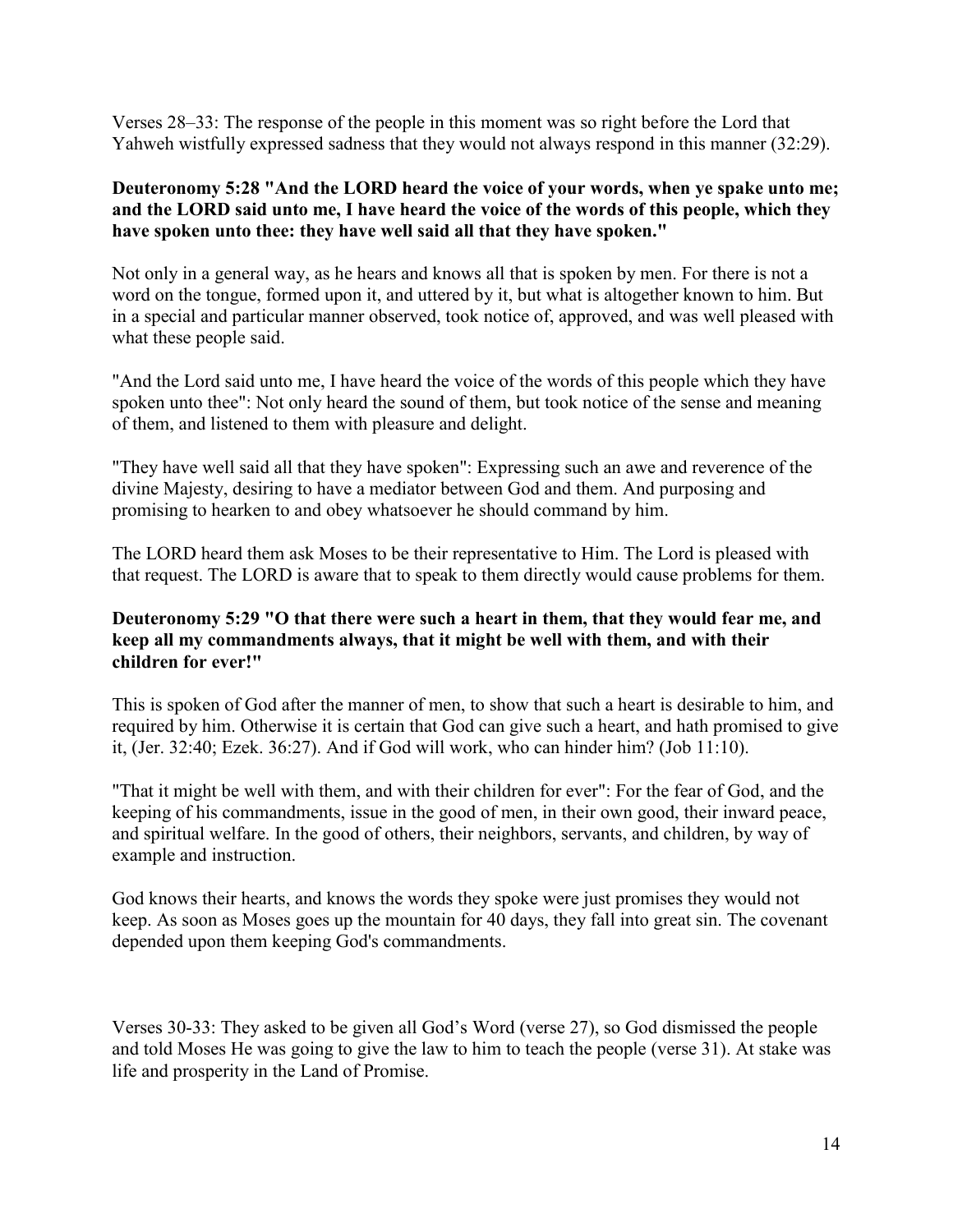Verses 28–33: The response of the people in this moment was so right before the Lord that Yahweh wistfully expressed sadness that they would not always respond in this manner (32:29).

**Deuteronomy 5:28 "And the LORD heard the voice of your words, when ye spake unto me; and the LORD said unto me, I have heard the voice of the words of this people, which they have spoken unto thee: they have well said all that they have spoken."**

Not only in a general way, as he hears and knows all that is spoken by men. For there is not a word on the tongue, formed upon it, and uttered by it, but what is altogether known to him. But in a special and particular manner observed, took notice of, approved, and was well pleased with what these people said.

"And the Lord said unto me, I have heard the voice of the words of this people which they have spoken unto thee": Not only heard the sound of them, but took notice of the sense and meaning of them, and listened to them with pleasure and delight.

"They have well said all that they have spoken": Expressing such an awe and reverence of the divine Majesty, desiring to have a mediator between God and them. And purposing and promising to hearken to and obey whatsoever he should command by him.

The LORD heard them ask Moses to be their representative to Him. The Lord is pleased with that request. The LORD is aware that to speak to them directly would cause problems for them.

**Deuteronomy 5:29 "O that there were such a heart in them, that they would fear me, and keep all my commandments always, that it might be well with them, and with their children for ever!"**

This is spoken of God after the manner of men, to show that such a heart is desirable to him, and required by him. Otherwise it is certain that God can give such a heart, and hath promised to give it, (Jer. 32:40; Ezek. 36:27). And if God will work, who can hinder him? (Job 11:10).

"That it might be well with them, and with their children for ever": For the fear of God, and the keeping of his commandments, issue in the good of men, in their own good, their inward peace, and spiritual welfare. In the good of others, their neighbors, servants, and children, by way of example and instruction.

God knows their hearts, and knows the words they spoke were just promises they would not keep. As soon as Moses goes up the mountain for 40 days, they fall into great sin. The covenant depended upon them keeping God's commandments.

Verses 30-33: They asked to be given all God's Word (verse 27), so God dismissed the people and told Moses He was going to give the law to him to teach the people (verse 31). At stake was life and prosperity in the Land of Promise.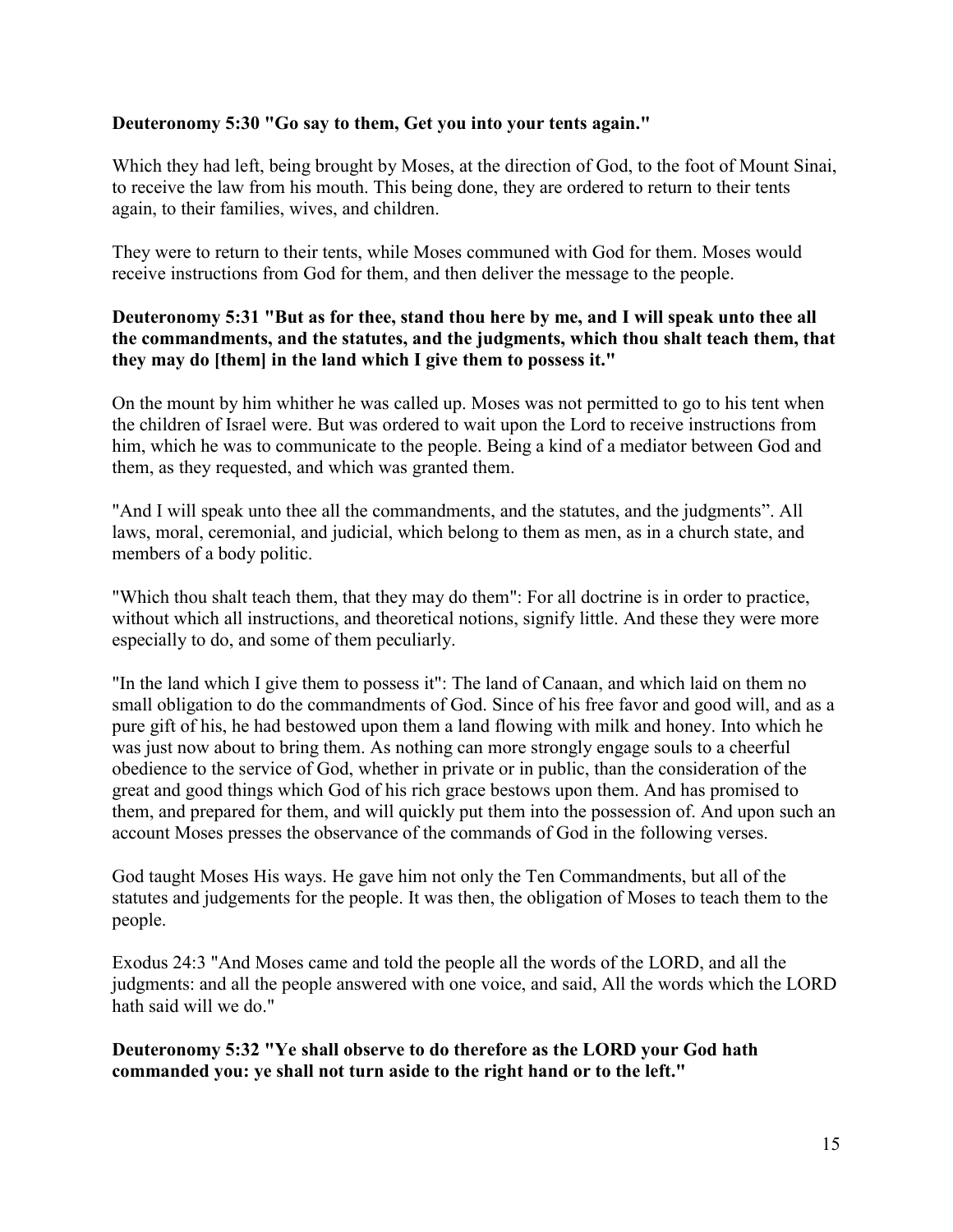**Deuteronomy 5:30 "Go say to them, Get you into your tents again."**

Which they had left, being brought by Moses, at the direction of God, to the foot of Mount Sinai, to receive the law from his mouth. This being done, they are ordered to return to their tents again, to their families, wives, and children.

They were to return to their tents, while Moses communed with God for them. Moses would receive instructions from God for them, and then deliver the message to the people.

**Deuteronomy 5:31 "But as for thee, stand thou here by me, and I will speak unto thee all the commandments, and the statutes, and the judgments, which thou shalt teach them, that they may do [them] in the land which I give them to possess it."**

On the mount by him whither he was called up. Moses was not permitted to go to his tent when the children of Israel were. But was ordered to wait upon the Lord to receive instructions from him, which he was to communicate to the people. Being a kind of a mediator between God and them, as they requested, and which was granted them.

"And I will speak unto thee all the commandments, and the statutes, and the judgments”. All laws, moral, ceremonial, and judicial, which belong to them as men, as in a church state, and members of a body politic.

"Which thou shalt teach them, that they may do them": For all doctrine is in order to practice, without which all instructions, and theoretical notions, signify little. And these they were more especially to do, and some of them peculiarly.

"In the land which I give them to possess it": The land of Canaan, and which laid on them no small obligation to do the commandments of God. Since of his free favor and good will, and as a pure gift of his, he had bestowed upon them a land flowing with milk and honey. Into which he was just now about to bring them. As nothing can more strongly engage souls to a cheerful obedience to the service of God, whether in private or in public, than the consideration of the great and good things which God of his rich grace bestows upon them. And has promised to them, and prepared for them, and will quickly put them into the possession of. And upon such an account Moses presses the observance of the commands of God in the following verses.

God taught Moses His ways. He gave him not only the Ten Commandments, but all of the statutes and judgements for the people. It was then, the obligation of Moses to teach them to the people.

Exodus 24:3 "And Moses came and told the people all the words of the LORD, and all the judgments: and all the people answered with one voice, and said, All the words which the LORD hath said will we do."

**Deuteronomy 5:32 "Ye shall observe to do therefore as the LORD your God hath commanded you: ye shall not turn aside to the right hand or to the left."**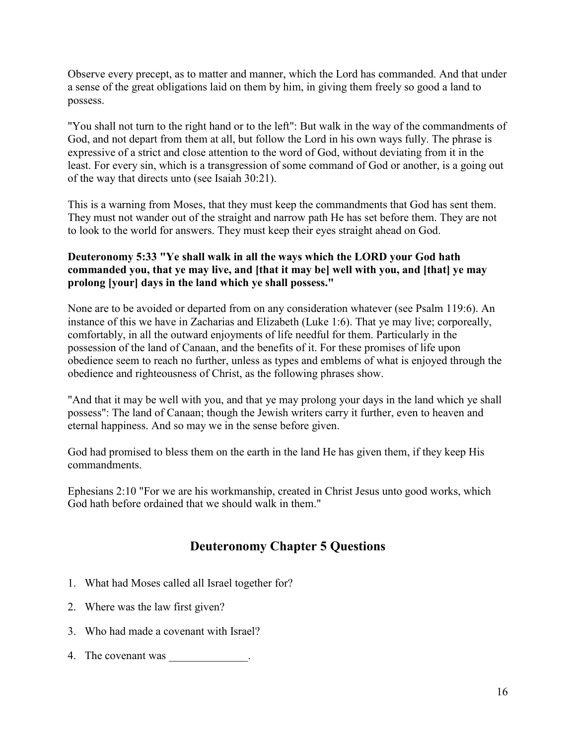Observe every precept, as to matter and manner, which the Lord has commanded. And that under a sense of the great obligations laid on them by him, in giving them freely so good a land to possess.

"You shall not turn to the right hand or to the left": But walk in the way of the commandments of God, and not depart from them at all, but follow the Lord in his own ways fully. The phrase is expressive of a strict and close attention to the word of God, without deviating from it in the least. For every sin, which is a transgression of some command of God or another, is a going out of the way that directs unto (see Isaiah 30:21).

This is a warning from Moses, that they must keep the commandments that God has sent them. They must not wander out of the straight and narrow path He has set before them. They are not to look to the world for answers. They must keep their eyes straight ahead on God.

**Deuteronomy 5:33 "Ye shall walk in all the ways which the LORD your God hath commanded you, that ye may live, and [that it may be] well with you, and [that] ye may prolong [your] days in the land which ye shall possess."**

None are to be avoided or departed from on any consideration whatever (see Psalm 119:6). An instance of this we have in Zacharias and Elizabeth (Luke 1:6). That ye may live; corporeally, comfortably, in all the outward enjoyments of life needful for them. Particularly in the possession of the land of Canaan, and the benefits of it. For these promises of life upon obedience seem to reach no further, unless as types and emblems of what is enjoyed through the obedience and righteousness of Christ, as the following phrases show.

"And that it may be well with you, and that ye may prolong your days in the land which ye shall possess": The land of Canaan; though the Jewish writers carry it further, even to heaven and eternal happiness. And so may we in the sense before given.

God had promised to bless them on the earth in the land He has given them, if they keep His commandments.

Ephesians 2:10 "For we are his workmanship, created in Christ Jesus unto good works, which God hath before ordained that we should walk in them."

## Deuteronomy Chapter 5 Questions

1. What had Moses called all Israel together for?
2. Where was the law first given?
3. Who had made a covenant with Israel?
4. The covenant was ______________.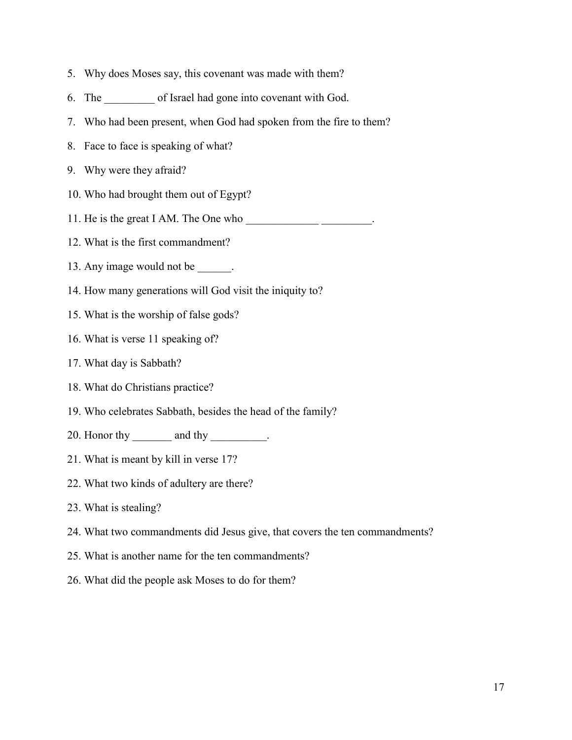5. Why does Moses say, this covenant was made with them?
6. The _________ of Israel had gone into covenant with God.
7. Who had been present, when God had spoken from the fire to them?
8. Face to face is speaking of what?
9. Why were they afraid?
10. Who had brought them out of Egypt?
11. He is the great I AM. The One who _____________ _________.
12. What is the first commandment?
13. Any image would not be ______.
14. How many generations will God visit the iniquity to?
15. What is the worship of false gods?
16. What is verse 11 speaking of?
17. What day is Sabbath?
18. What do Christians practice?
19. Who celebrates Sabbath, besides the head of the family?
20. Honor thy _______ and thy __________.
21. What is meant by kill in verse 17?
22. What two kinds of adultery are there?
23. What is stealing?
24. What two commandments did Jesus give, that covers the ten commandments?
25. What is another name for the ten commandments?
26. What did the people ask Moses to do for them?